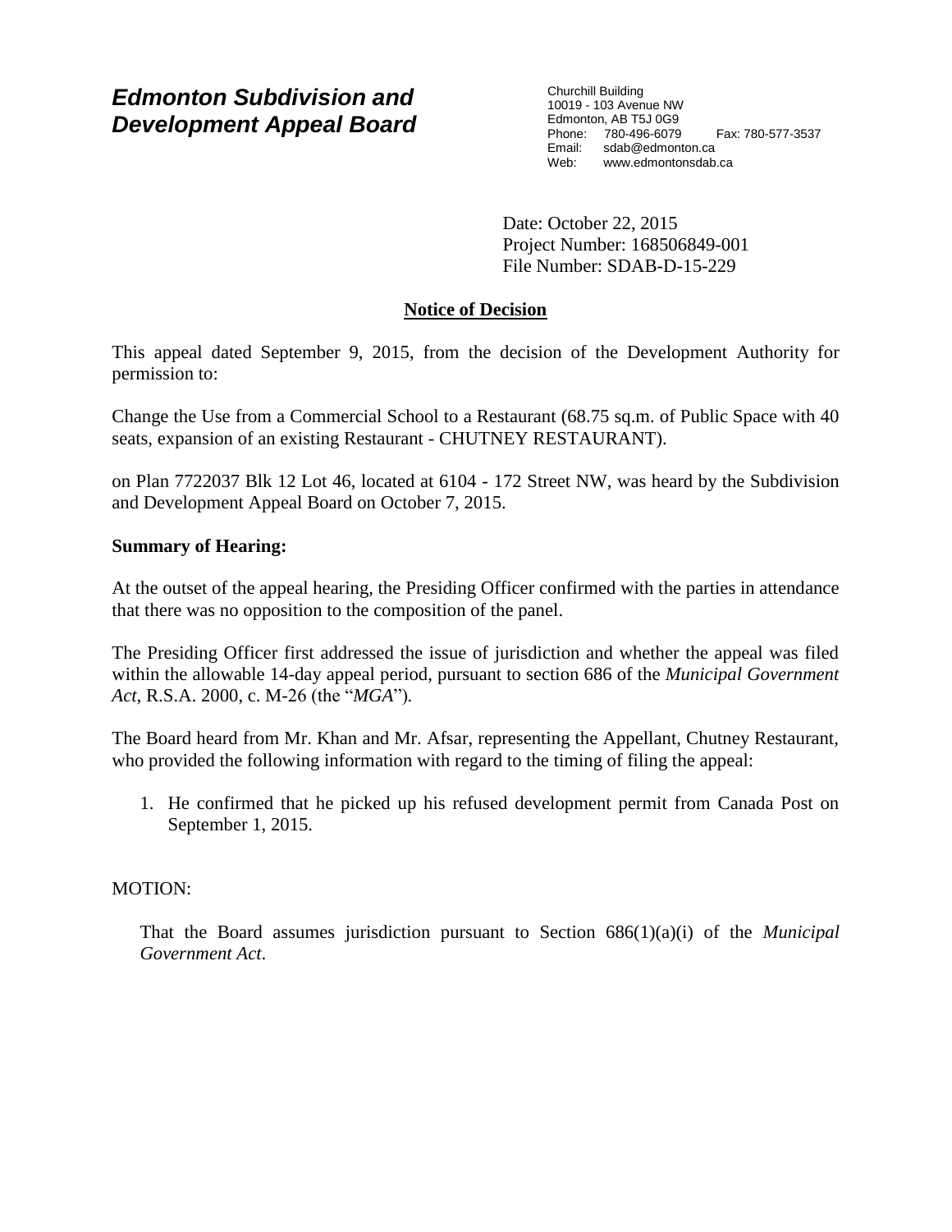# *Edmonton Subdivision and Development Appeal Board*

Churchill Building
10019 - 103 Avenue NW
Edmonton, AB T5J 0G9
Phone: 780-496-6079 Fax: 780-577-3537
Email: sdab@edmonton.ca
Web: www.edmontonsdab.ca

Date: October 22, 2015
Project Number: 168506849-001
File Number: SDAB-D-15-229

## Notice of Decision

This appeal dated September 9, 2015, from the decision of the Development Authority for permission to:

Change the Use from a Commercial School to a Restaurant (68.75 sq.m. of Public Space with 40 seats, expansion of an existing Restaurant - CHUTNEY RESTAURANT).

on Plan 7722037 Blk 12 Lot 46, located at 6104 - 172 Street NW, was heard by the Subdivision and Development Appeal Board on October 7, 2015.

**Summary of Hearing:**

At the outset of the appeal hearing, the Presiding Officer confirmed with the parties in attendance that there was no opposition to the composition of the panel.

The Presiding Officer first addressed the issue of jurisdiction and whether the appeal was filed within the allowable 14-day appeal period, pursuant to section 686 of the *Municipal Government Act*, R.S.A. 2000, c. M-26 (the "*MGA*").

The Board heard from Mr. Khan and Mr. Afsar, representing the Appellant, Chutney Restaurant, who provided the following information with regard to the timing of filing the appeal:

1. He confirmed that he picked up his refused development permit from Canada Post on September 1, 2015.

MOTION:

> That the Board assumes jurisdiction pursuant to Section 686(1)(a)(i) of the *Municipal Government Act*.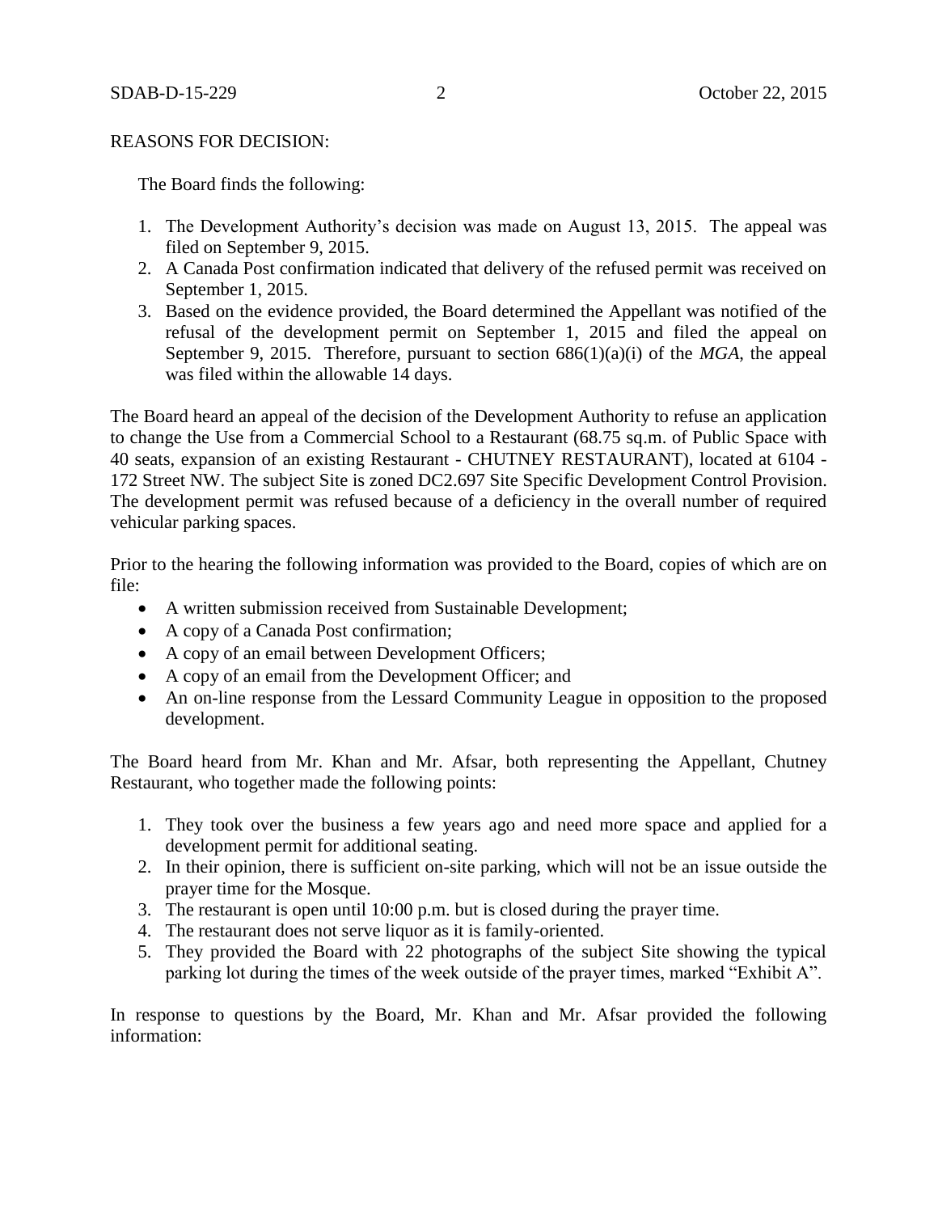REASONS FOR DECISION:

The Board finds the following:

1. The Development Authority's decision was made on August 13, 2015. The appeal was filed on September 9, 2015.
2. A Canada Post confirmation indicated that delivery of the refused permit was received on September 1, 2015.
3. Based on the evidence provided, the Board determined the Appellant was notified of the refusal of the development permit on September 1, 2015 and filed the appeal on September 9, 2015. Therefore, pursuant to section 686(1)(a)(i) of the *MGA*, the appeal was filed within the allowable 14 days.

The Board heard an appeal of the decision of the Development Authority to refuse an application to change the Use from a Commercial School to a Restaurant (68.75 sq.m. of Public Space with 40 seats, expansion of an existing Restaurant - CHUTNEY RESTAURANT), located at 6104 - 172 Street NW. The subject Site is zoned DC2.697 Site Specific Development Control Provision. The development permit was refused because of a deficiency in the overall number of required vehicular parking spaces.

Prior to the hearing the following information was provided to the Board, copies of which are on file:

- A written submission received from Sustainable Development;
- A copy of a Canada Post confirmation;
- A copy of an email between Development Officers;
- A copy of an email from the Development Officer; and
- An on-line response from the Lessard Community League in opposition to the proposed development.

The Board heard from Mr. Khan and Mr. Afsar, both representing the Appellant, Chutney Restaurant, who together made the following points:

1. They took over the business a few years ago and need more space and applied for a development permit for additional seating.
2. In their opinion, there is sufficient on-site parking, which will not be an issue outside the prayer time for the Mosque.
3. The restaurant is open until 10:00 p.m. but is closed during the prayer time.
4. The restaurant does not serve liquor as it is family-oriented.
5. They provided the Board with 22 photographs of the subject Site showing the typical parking lot during the times of the week outside of the prayer times, marked "Exhibit A".

In response to questions by the Board, Mr. Khan and Mr. Afsar provided the following information: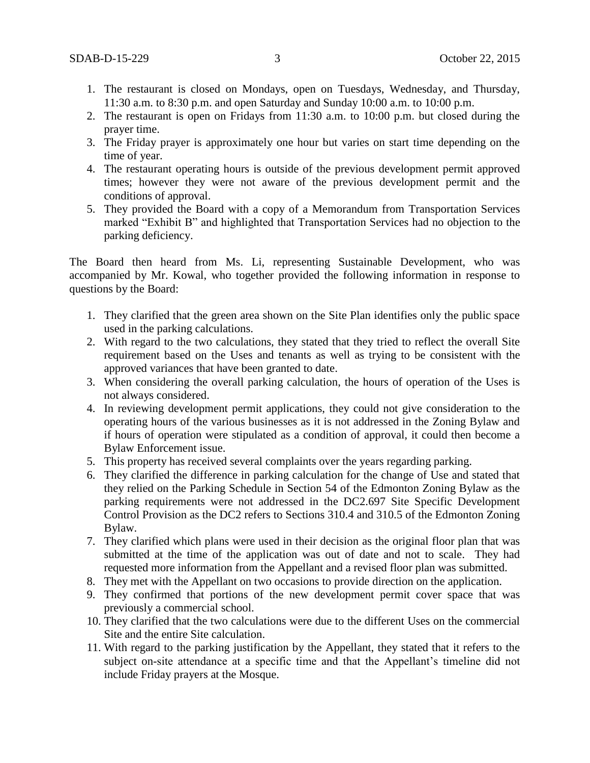1. The restaurant is closed on Mondays, open on Tuesdays, Wednesday, and Thursday, 11:30 a.m. to 8:30 p.m. and open Saturday and Sunday 10:00 a.m. to 10:00 p.m.
2. The restaurant is open on Fridays from 11:30 a.m. to 10:00 p.m. but closed during the prayer time.
3. The Friday prayer is approximately one hour but varies on start time depending on the time of year.
4. The restaurant operating hours is outside of the previous development permit approved times; however they were not aware of the previous development permit and the conditions of approval.
5. They provided the Board with a copy of a Memorandum from Transportation Services marked "Exhibit B" and highlighted that Transportation Services had no objection to the parking deficiency.

The Board then heard from Ms. Li, representing Sustainable Development, who was accompanied by Mr. Kowal, who together provided the following information in response to questions by the Board:

1. They clarified that the green area shown on the Site Plan identifies only the public space used in the parking calculations.
2. With regard to the two calculations, they stated that they tried to reflect the overall Site requirement based on the Uses and tenants as well as trying to be consistent with the approved variances that have been granted to date.
3. When considering the overall parking calculation, the hours of operation of the Uses is not always considered.
4. In reviewing development permit applications, they could not give consideration to the operating hours of the various businesses as it is not addressed in the Zoning Bylaw and if hours of operation were stipulated as a condition of approval, it could then become a Bylaw Enforcement issue.
5. This property has received several complaints over the years regarding parking.
6. They clarified the difference in parking calculation for the change of Use and stated that they relied on the Parking Schedule in Section 54 of the Edmonton Zoning Bylaw as the parking requirements were not addressed in the DC2.697 Site Specific Development Control Provision as the DC2 refers to Sections 310.4 and 310.5 of the Edmonton Zoning Bylaw.
7. They clarified which plans were used in their decision as the original floor plan that was submitted at the time of the application was out of date and not to scale. They had requested more information from the Appellant and a revised floor plan was submitted.
8. They met with the Appellant on two occasions to provide direction on the application.
9. They confirmed that portions of the new development permit cover space that was previously a commercial school.
10. They clarified that the two calculations were due to the different Uses on the commercial Site and the entire Site calculation.
11. With regard to the parking justification by the Appellant, they stated that it refers to the subject on-site attendance at a specific time and that the Appellant's timeline did not include Friday prayers at the Mosque.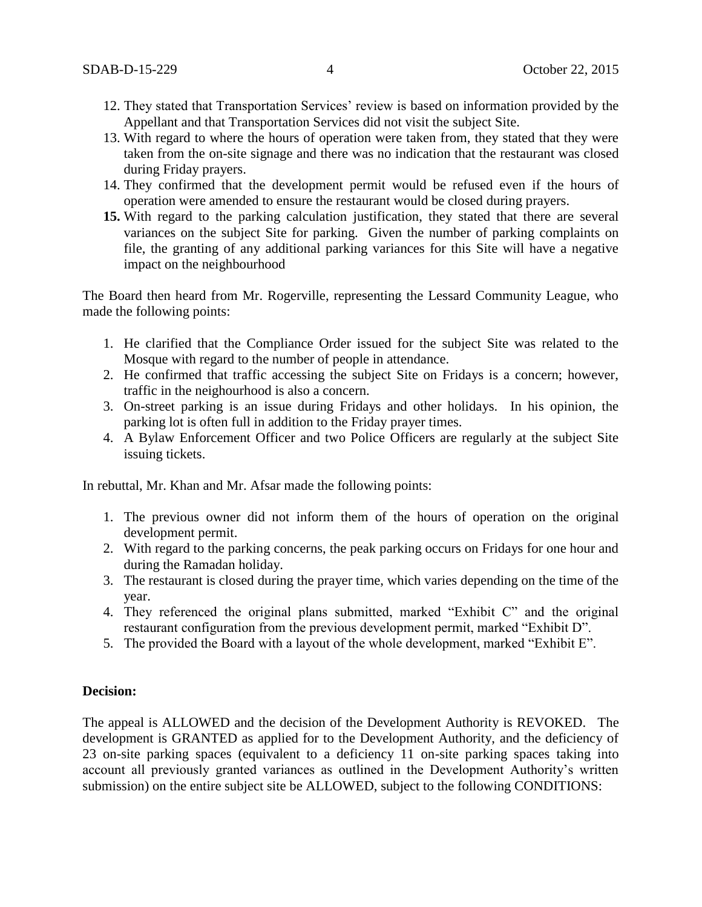12. They stated that Transportation Services' review is based on information provided by the Appellant and that Transportation Services did not visit the subject Site.
13. With regard to where the hours of operation were taken from, they stated that they were taken from the on-site signage and there was no indication that the restaurant was closed during Friday prayers.
14. They confirmed that the development permit would be refused even if the hours of operation were amended to ensure the restaurant would be closed during prayers.
15. With regard to the parking calculation justification, they stated that there are several variances on the subject Site for parking. Given the number of parking complaints on file, the granting of any additional parking variances for this Site will have a negative impact on the neighbourhood

The Board then heard from Mr. Rogerville, representing the Lessard Community League, who made the following points:

1. He clarified that the Compliance Order issued for the subject Site was related to the Mosque with regard to the number of people in attendance.
2. He confirmed that traffic accessing the subject Site on Fridays is a concern; however, traffic in the neighourhood is also a concern.
3. On-street parking is an issue during Fridays and other holidays. In his opinion, the parking lot is often full in addition to the Friday prayer times.
4. A Bylaw Enforcement Officer and two Police Officers are regularly at the subject Site issuing tickets.

In rebuttal, Mr. Khan and Mr. Afsar made the following points:

1. The previous owner did not inform them of the hours of operation on the original development permit.
2. With regard to the parking concerns, the peak parking occurs on Fridays for one hour and during the Ramadan holiday.
3. The restaurant is closed during the prayer time, which varies depending on the time of the year.
4. They referenced the original plans submitted, marked "Exhibit C" and the original restaurant configuration from the previous development permit, marked "Exhibit D".
5. The provided the Board with a layout of the whole development, marked "Exhibit E".

**Decision:**

The appeal is ALLOWED and the decision of the Development Authority is REVOKED. The development is GRANTED as applied for to the Development Authority, and the deficiency of 23 on-site parking spaces (equivalent to a deficiency 11 on-site parking spaces taking into account all previously granted variances as outlined in the Development Authority's written submission) on the entire subject site be ALLOWED, subject to the following CONDITIONS: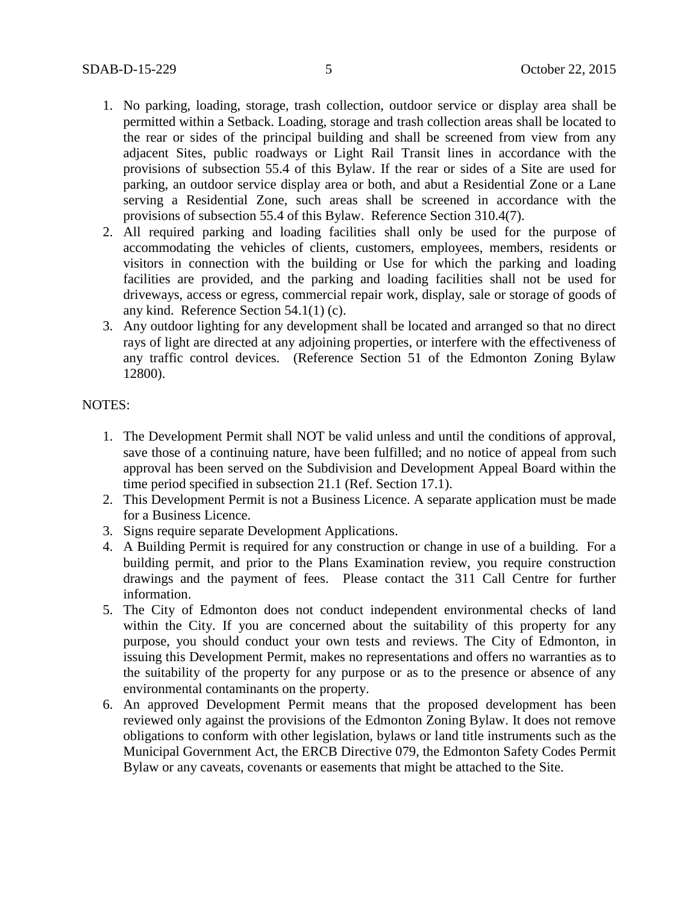1. No parking, loading, storage, trash collection, outdoor service or display area shall be permitted within a Setback. Loading, storage and trash collection areas shall be located to the rear or sides of the principal building and shall be screened from view from any adjacent Sites, public roadways or Light Rail Transit lines in accordance with the provisions of subsection 55.4 of this Bylaw. If the rear or sides of a Site are used for parking, an outdoor service display area or both, and abut a Residential Zone or a Lane serving a Residential Zone, such areas shall be screened in accordance with the provisions of subsection 55.4 of this Bylaw. Reference Section 310.4(7).
2. All required parking and loading facilities shall only be used for the purpose of accommodating the vehicles of clients, customers, employees, members, residents or visitors in connection with the building or Use for which the parking and loading facilities are provided, and the parking and loading facilities shall not be used for driveways, access or egress, commercial repair work, display, sale or storage of goods of any kind. Reference Section 54.1(1) (c).
3. Any outdoor lighting for any development shall be located and arranged so that no direct rays of light are directed at any adjoining properties, or interfere with the effectiveness of any traffic control devices. (Reference Section 51 of the Edmonton Zoning Bylaw 12800).

NOTES:

1. The Development Permit shall NOT be valid unless and until the conditions of approval, save those of a continuing nature, have been fulfilled; and no notice of appeal from such approval has been served on the Subdivision and Development Appeal Board within the time period specified in subsection 21.1 (Ref. Section 17.1).
2. This Development Permit is not a Business Licence. A separate application must be made for a Business Licence.
3. Signs require separate Development Applications.
4. A Building Permit is required for any construction or change in use of a building. For a building permit, and prior to the Plans Examination review, you require construction drawings and the payment of fees. Please contact the 311 Call Centre for further information.
5. The City of Edmonton does not conduct independent environmental checks of land within the City. If you are concerned about the suitability of this property for any purpose, you should conduct your own tests and reviews. The City of Edmonton, in issuing this Development Permit, makes no representations and offers no warranties as to the suitability of the property for any purpose or as to the presence or absence of any environmental contaminants on the property.
6. An approved Development Permit means that the proposed development has been reviewed only against the provisions of the Edmonton Zoning Bylaw. It does not remove obligations to conform with other legislation, bylaws or land title instruments such as the Municipal Government Act, the ERCB Directive 079, the Edmonton Safety Codes Permit Bylaw or any caveats, covenants or easements that might be attached to the Site.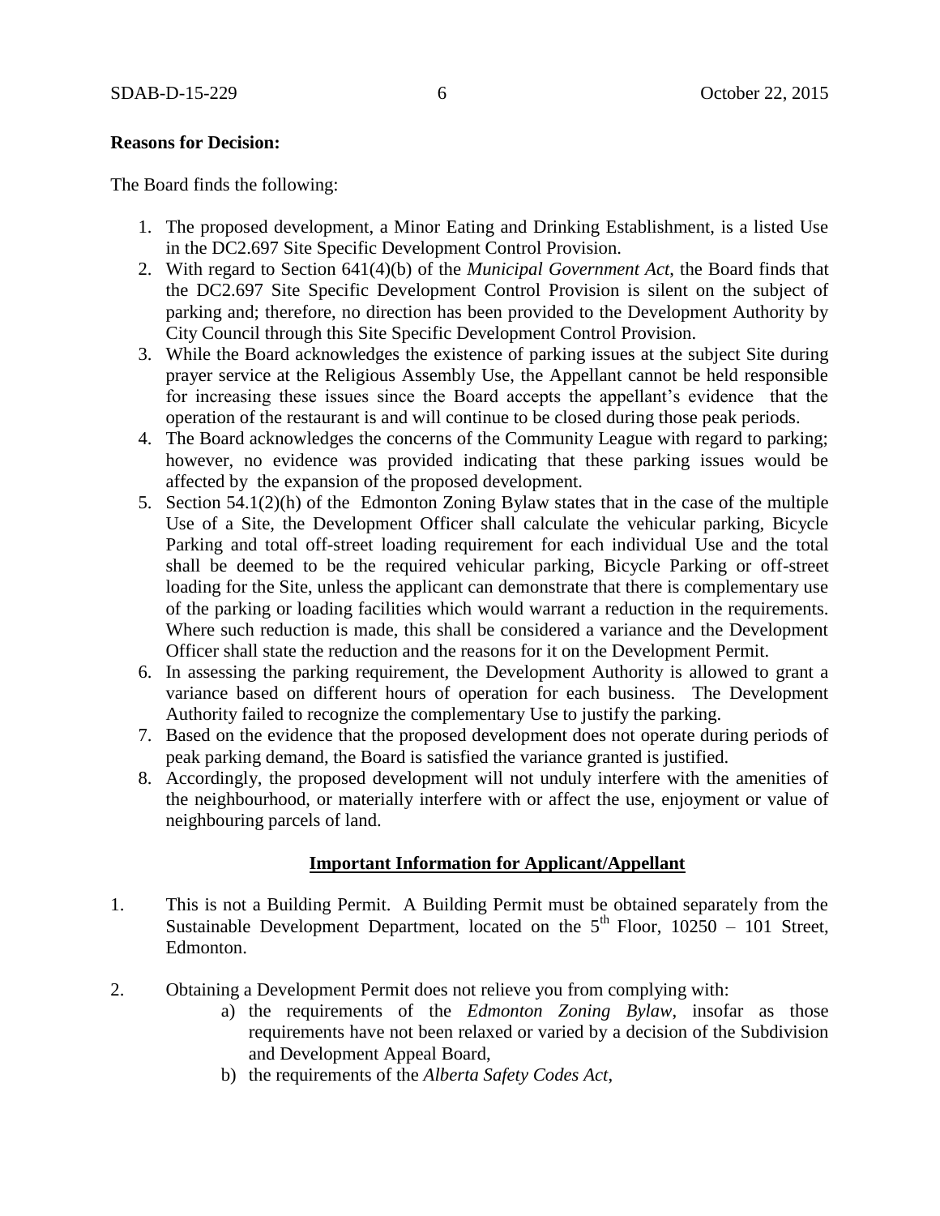**Reasons for Decision:**

The Board finds the following:

1. The proposed development, a Minor Eating and Drinking Establishment, is a listed Use in the DC2.697 Site Specific Development Control Provision.
2. With regard to Section 641(4)(b) of the *Municipal Government Act*, the Board finds that the DC2.697 Site Specific Development Control Provision is silent on the subject of parking and; therefore, no direction has been provided to the Development Authority by City Council through this Site Specific Development Control Provision.
3. While the Board acknowledges the existence of parking issues at the subject Site during prayer service at the Religious Assembly Use, the Appellant cannot be held responsible for increasing these issues since the Board accepts the appellant's evidence that the operation of the restaurant is and will continue to be closed during those peak periods.
4. The Board acknowledges the concerns of the Community League with regard to parking; however, no evidence was provided indicating that these parking issues would be affected by the expansion of the proposed development.
5. Section 54.1(2)(h) of the Edmonton Zoning Bylaw states that in the case of the multiple Use of a Site, the Development Officer shall calculate the vehicular parking, Bicycle Parking and total off-street loading requirement for each individual Use and the total shall be deemed to be the required vehicular parking, Bicycle Parking or off-street loading for the Site, unless the applicant can demonstrate that there is complementary use of the parking or loading facilities which would warrant a reduction in the requirements. Where such reduction is made, this shall be considered a variance and the Development Officer shall state the reduction and the reasons for it on the Development Permit.
6. In assessing the parking requirement, the Development Authority is allowed to grant a variance based on different hours of operation for each business. The Development Authority failed to recognize the complementary Use to justify the parking.
7. Based on the evidence that the proposed development does not operate during periods of peak parking demand, the Board is satisfied the variance granted is justified.
8. Accordingly, the proposed development will not unduly interfere with the amenities of the neighbourhood, or materially interfere with or affect the use, enjoyment or value of neighbouring parcels of land.

## Important Information for Applicant/Appellant

1. This is not a Building Permit. A Building Permit must be obtained separately from the Sustainable Development Department, located on the 5th Floor, 10250 – 101 Street, Edmonton.

2. Obtaining a Development Permit does not relieve you from complying with:
   a) the requirements of the *Edmonton Zoning Bylaw*, insofar as those requirements have not been relaxed or varied by a decision of the Subdivision and Development Appeal Board,
   b) the requirements of the *Alberta Safety Codes Act*,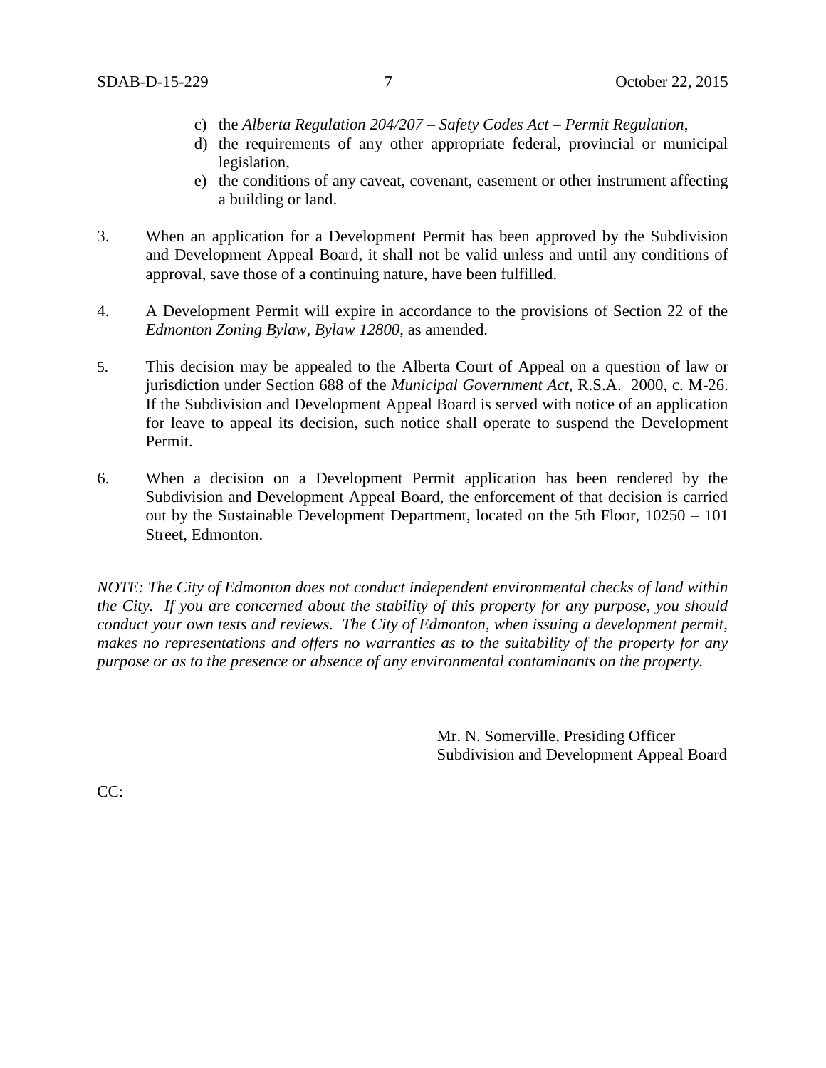c) the *Alberta Regulation 204/207 – Safety Codes Act – Permit Regulation*,
d) the requirements of any other appropriate federal, provincial or municipal legislation,
e) the conditions of any caveat, covenant, easement or other instrument affecting a building or land.

3. When an application for a Development Permit has been approved by the Subdivision and Development Appeal Board, it shall not be valid unless and until any conditions of approval, save those of a continuing nature, have been fulfilled.

4. A Development Permit will expire in accordance to the provisions of Section 22 of the *Edmonton Zoning Bylaw, Bylaw 12800*, as amended.

5. This decision may be appealed to the Alberta Court of Appeal on a question of law or jurisdiction under Section 688 of the *Municipal Government Act*, R.S.A. 2000, c. M-26. If the Subdivision and Development Appeal Board is served with notice of an application for leave to appeal its decision, such notice shall operate to suspend the Development Permit.

6. When a decision on a Development Permit application has been rendered by the Subdivision and Development Appeal Board, the enforcement of that decision is carried out by the Sustainable Development Department, located on the 5th Floor, 10250 – 101 Street, Edmonton.

*NOTE: The City of Edmonton does not conduct independent environmental checks of land within the City. If you are concerned about the stability of this property for any purpose, you should conduct your own tests and reviews. The City of Edmonton, when issuing a development permit, makes no representations and offers no warranties as to the suitability of the property for any purpose or as to the presence or absence of any environmental contaminants on the property.*

Mr. N. Somerville, Presiding Officer
Subdivision and Development Appeal Board

CC: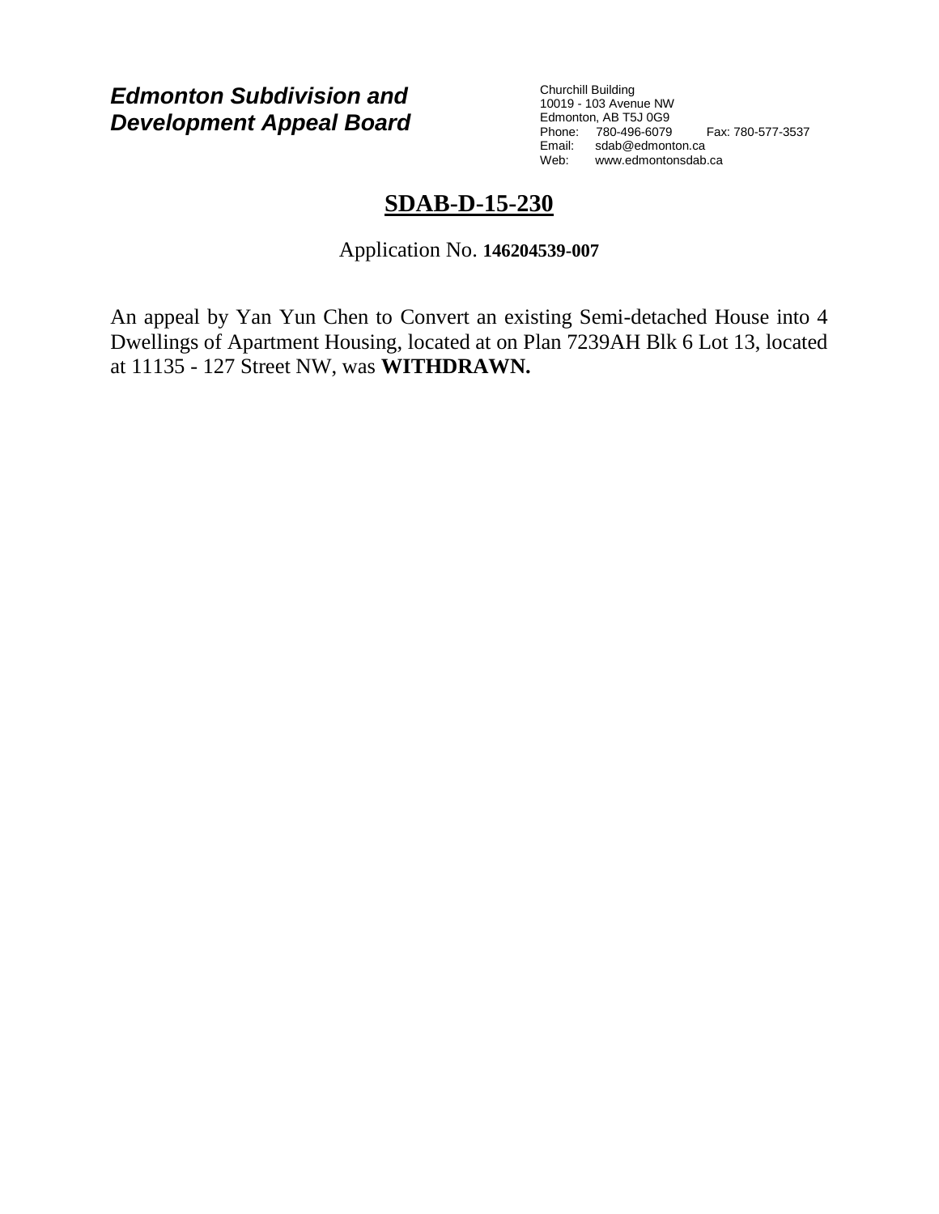***Edmonton Subdivision and Development Appeal Board***

Churchill Building
10019 - 103 Avenue NW
Edmonton, AB T5J 0G9
Phone: 780-496-6079 Fax: 780-577-3537
Email: sdab@edmonton.ca
Web: www.edmontonsdab.ca

# SDAB-D-15-230

Application No. **146204539-007**

An appeal by Yan Yun Chen to Convert an existing Semi-detached House into 4 Dwellings of Apartment Housing, located at on Plan 7239AH Blk 6 Lot 13, located at 11135 - 127 Street NW, was **WITHDRAWN.**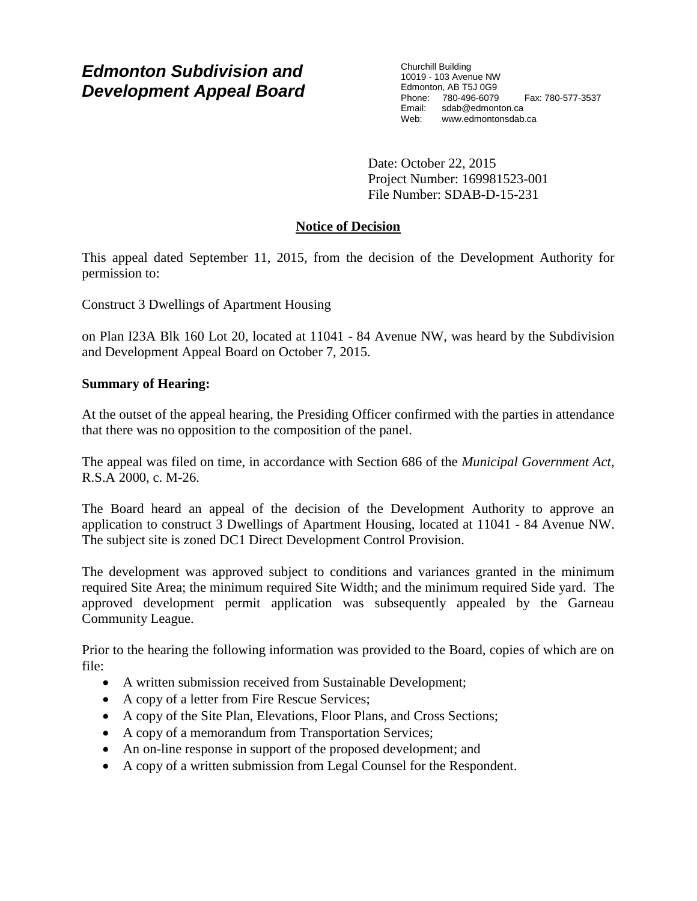# *Edmonton Subdivision and Development Appeal Board*

Churchill Building
10019 - 103 Avenue NW
Edmonton, AB T5J 0G9
Phone: 780-496-6079 Fax: 780-577-3537
Email: sdab@edmonton.ca
Web: www.edmontonsdab.ca

Date: October 22, 2015
Project Number: 169981523-001
File Number: SDAB-D-15-231

## Notice of Decision

This appeal dated September 11, 2015, from the decision of the Development Authority for permission to:

Construct 3 Dwellings of Apartment Housing

on Plan I23A Blk 160 Lot 20, located at 11041 - 84 Avenue NW, was heard by the Subdivision and Development Appeal Board on October 7, 2015.

**Summary of Hearing:**

At the outset of the appeal hearing, the Presiding Officer confirmed with the parties in attendance that there was no opposition to the composition of the panel.

The appeal was filed on time, in accordance with Section 686 of the *Municipal Government Act*, R.S.A 2000, c. M-26.

The Board heard an appeal of the decision of the Development Authority to approve an application to construct 3 Dwellings of Apartment Housing, located at 11041 - 84 Avenue NW. The subject site is zoned DC1 Direct Development Control Provision.

The development was approved subject to conditions and variances granted in the minimum required Site Area; the minimum required Site Width; and the minimum required Side yard. The approved development permit application was subsequently appealed by the Garneau Community League.

Prior to the hearing the following information was provided to the Board, copies of which are on file:

- A written submission received from Sustainable Development;
- A copy of a letter from Fire Rescue Services;
- A copy of the Site Plan, Elevations, Floor Plans, and Cross Sections;
- A copy of a memorandum from Transportation Services;
- An on-line response in support of the proposed development; and
- A copy of a written submission from Legal Counsel for the Respondent.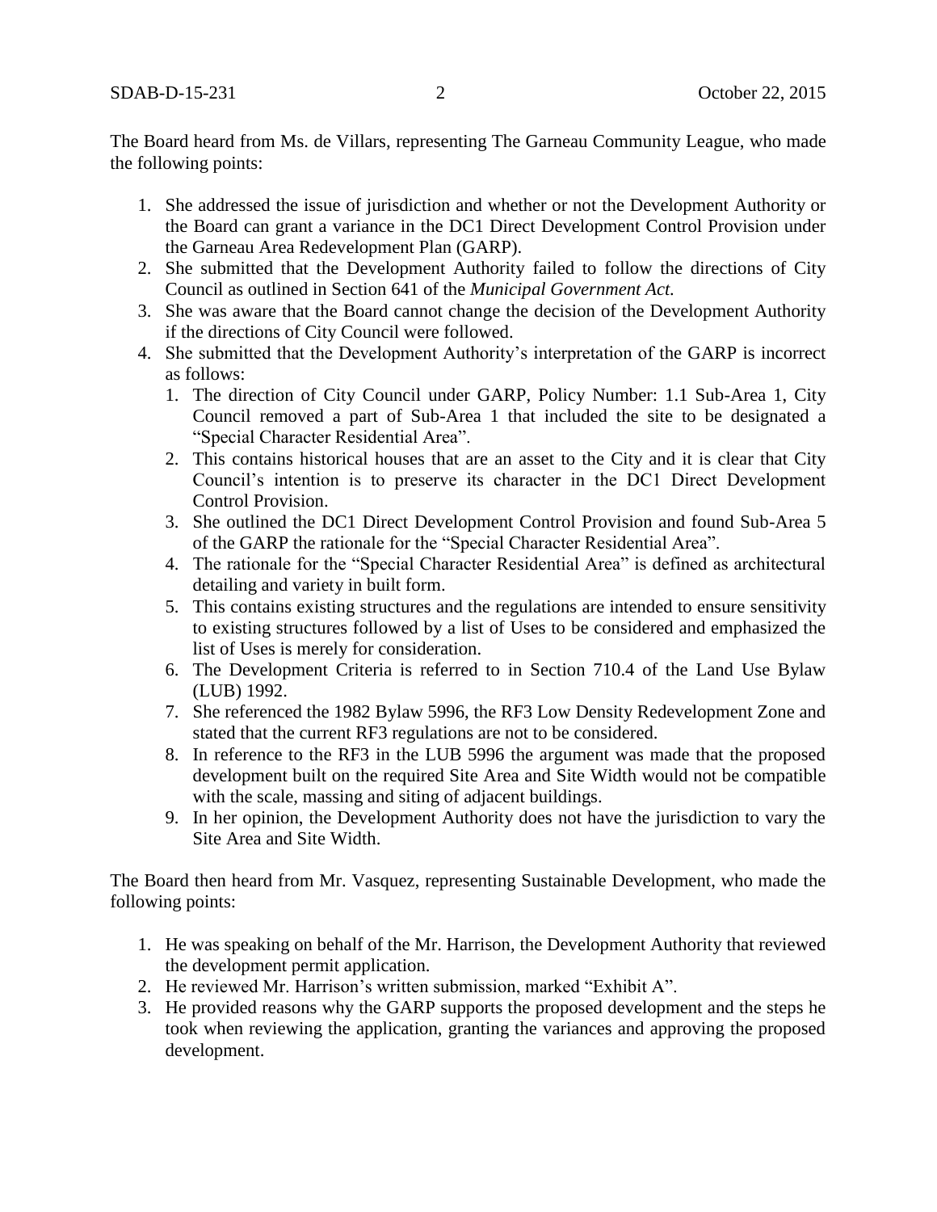The Board heard from Ms. de Villars, representing The Garneau Community League, who made the following points:

1. She addressed the issue of jurisdiction and whether or not the Development Authority or the Board can grant a variance in the DC1 Direct Development Control Provision under the Garneau Area Redevelopment Plan (GARP).
2. She submitted that the Development Authority failed to follow the directions of City Council as outlined in Section 641 of the *Municipal Government Act.*
3. She was aware that the Board cannot change the decision of the Development Authority if the directions of City Council were followed.
4. She submitted that the Development Authority's interpretation of the GARP is incorrect as follows:
   1. The direction of City Council under GARP, Policy Number: 1.1 Sub-Area 1, City Council removed a part of Sub-Area 1 that included the site to be designated a "Special Character Residential Area".
   2. This contains historical houses that are an asset to the City and it is clear that City Council's intention is to preserve its character in the DC1 Direct Development Control Provision.
   3. She outlined the DC1 Direct Development Control Provision and found Sub-Area 5 of the GARP the rationale for the "Special Character Residential Area".
   4. The rationale for the "Special Character Residential Area" is defined as architectural detailing and variety in built form.
   5. This contains existing structures and the regulations are intended to ensure sensitivity to existing structures followed by a list of Uses to be considered and emphasized the list of Uses is merely for consideration.
   6. The Development Criteria is referred to in Section 710.4 of the Land Use Bylaw (LUB) 1992.
   7. She referenced the 1982 Bylaw 5996, the RF3 Low Density Redevelopment Zone and stated that the current RF3 regulations are not to be considered.
   8. In reference to the RF3 in the LUB 5996 the argument was made that the proposed development built on the required Site Area and Site Width would not be compatible with the scale, massing and siting of adjacent buildings.
   9. In her opinion, the Development Authority does not have the jurisdiction to vary the Site Area and Site Width.

The Board then heard from Mr. Vasquez, representing Sustainable Development, who made the following points:

1. He was speaking on behalf of the Mr. Harrison, the Development Authority that reviewed the development permit application.
2. He reviewed Mr. Harrison's written submission, marked "Exhibit A".
3. He provided reasons why the GARP supports the proposed development and the steps he took when reviewing the application, granting the variances and approving the proposed development.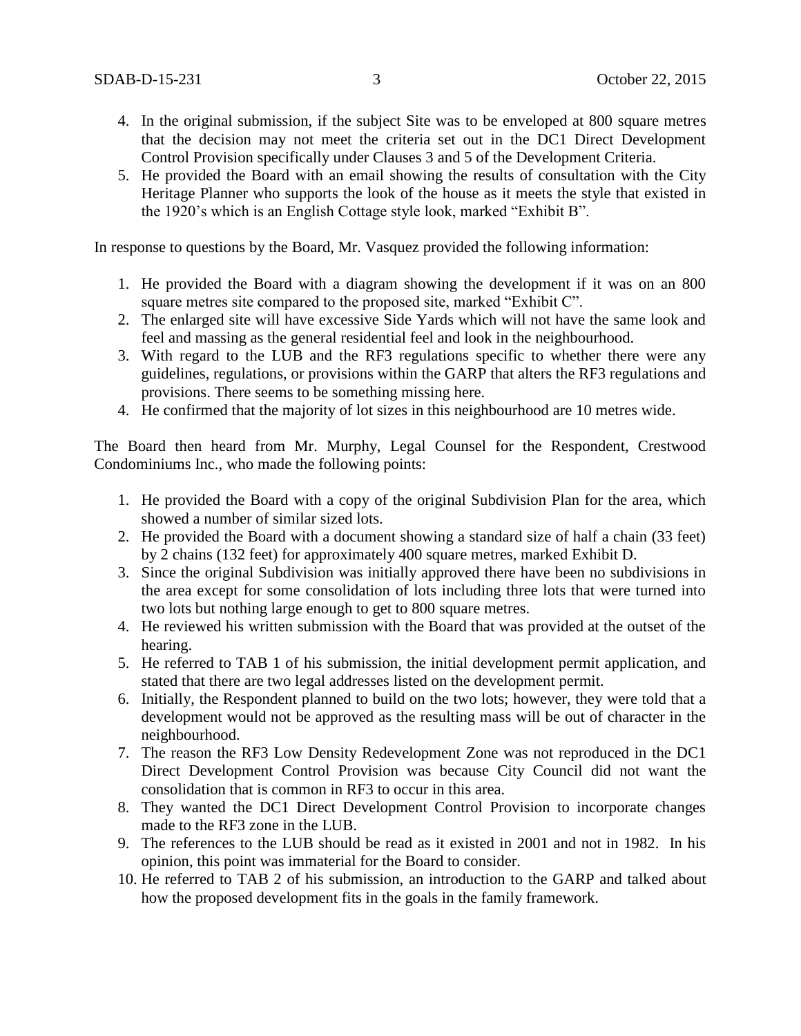4. In the original submission, if the subject Site was to be enveloped at 800 square metres that the decision may not meet the criteria set out in the DC1 Direct Development Control Provision specifically under Clauses 3 and 5 of the Development Criteria.
5. He provided the Board with an email showing the results of consultation with the City Heritage Planner who supports the look of the house as it meets the style that existed in the 1920's which is an English Cottage style look, marked "Exhibit B".

In response to questions by the Board, Mr. Vasquez provided the following information:

1. He provided the Board with a diagram showing the development if it was on an 800 square metres site compared to the proposed site, marked "Exhibit C".
2. The enlarged site will have excessive Side Yards which will not have the same look and feel and massing as the general residential feel and look in the neighbourhood.
3. With regard to the LUB and the RF3 regulations specific to whether there were any guidelines, regulations, or provisions within the GARP that alters the RF3 regulations and provisions. There seems to be something missing here.
4. He confirmed that the majority of lot sizes in this neighbourhood are 10 metres wide.

The Board then heard from Mr. Murphy, Legal Counsel for the Respondent, Crestwood Condominiums Inc., who made the following points:

1. He provided the Board with a copy of the original Subdivision Plan for the area, which showed a number of similar sized lots.
2. He provided the Board with a document showing a standard size of half a chain (33 feet) by 2 chains (132 feet) for approximately 400 square metres, marked Exhibit D.
3. Since the original Subdivision was initially approved there have been no subdivisions in the area except for some consolidation of lots including three lots that were turned into two lots but nothing large enough to get to 800 square metres.
4. He reviewed his written submission with the Board that was provided at the outset of the hearing.
5. He referred to TAB 1 of his submission, the initial development permit application, and stated that there are two legal addresses listed on the development permit.
6. Initially, the Respondent planned to build on the two lots; however, they were told that a development would not be approved as the resulting mass will be out of character in the neighbourhood.
7. The reason the RF3 Low Density Redevelopment Zone was not reproduced in the DC1 Direct Development Control Provision was because City Council did not want the consolidation that is common in RF3 to occur in this area.
8. They wanted the DC1 Direct Development Control Provision to incorporate changes made to the RF3 zone in the LUB.
9. The references to the LUB should be read as it existed in 2001 and not in 1982. In his opinion, this point was immaterial for the Board to consider.
10. He referred to TAB 2 of his submission, an introduction to the GARP and talked about how the proposed development fits in the goals in the family framework.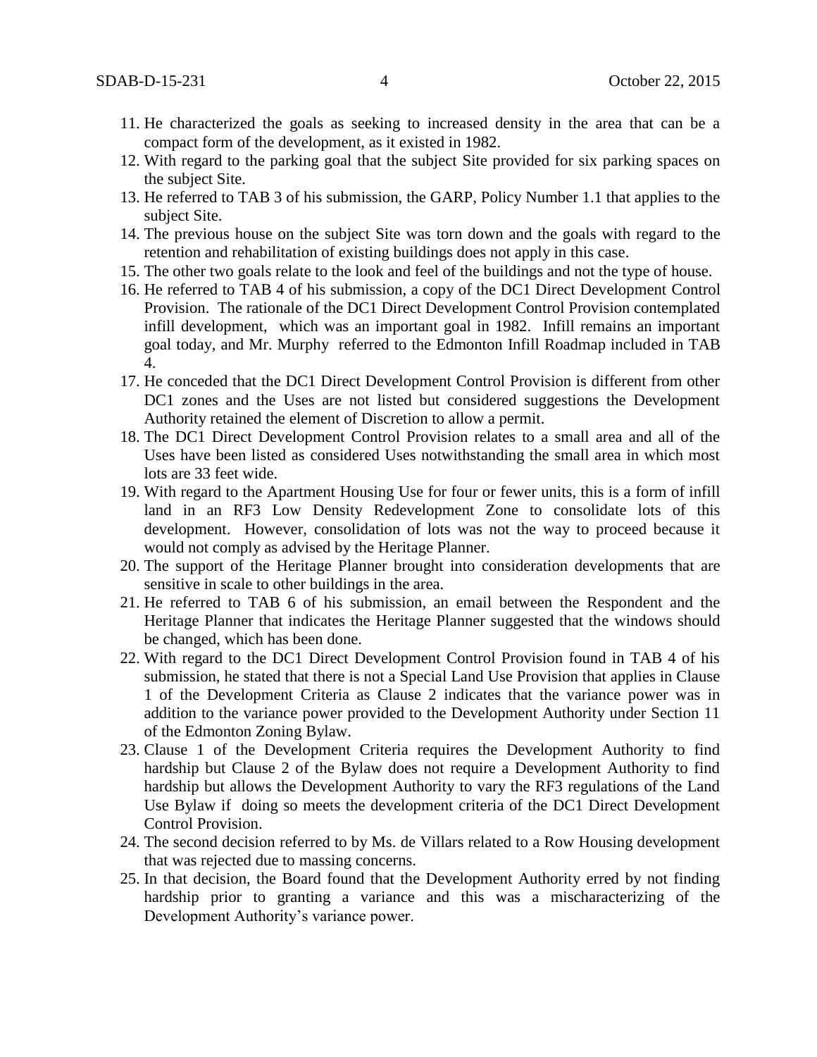11. He characterized the goals as seeking to increased density in the area that can be a compact form of the development, as it existed in 1982.
12. With regard to the parking goal that the subject Site provided for six parking spaces on the subject Site.
13. He referred to TAB 3 of his submission, the GARP, Policy Number 1.1 that applies to the subject Site.
14. The previous house on the subject Site was torn down and the goals with regard to the retention and rehabilitation of existing buildings does not apply in this case.
15. The other two goals relate to the look and feel of the buildings and not the type of house.
16. He referred to TAB 4 of his submission, a copy of the DC1 Direct Development Control Provision. The rationale of the DC1 Direct Development Control Provision contemplated infill development, which was an important goal in 1982. Infill remains an important goal today, and Mr. Murphy referred to the Edmonton Infill Roadmap included in TAB 4.
17. He conceded that the DC1 Direct Development Control Provision is different from other DC1 zones and the Uses are not listed but considered suggestions the Development Authority retained the element of Discretion to allow a permit.
18. The DC1 Direct Development Control Provision relates to a small area and all of the Uses have been listed as considered Uses notwithstanding the small area in which most lots are 33 feet wide.
19. With regard to the Apartment Housing Use for four or fewer units, this is a form of infill land in an RF3 Low Density Redevelopment Zone to consolidate lots of this development. However, consolidation of lots was not the way to proceed because it would not comply as advised by the Heritage Planner.
20. The support of the Heritage Planner brought into consideration developments that are sensitive in scale to other buildings in the area.
21. He referred to TAB 6 of his submission, an email between the Respondent and the Heritage Planner that indicates the Heritage Planner suggested that the windows should be changed, which has been done.
22. With regard to the DC1 Direct Development Control Provision found in TAB 4 of his submission, he stated that there is not a Special Land Use Provision that applies in Clause 1 of the Development Criteria as Clause 2 indicates that the variance power was in addition to the variance power provided to the Development Authority under Section 11 of the Edmonton Zoning Bylaw.
23. Clause 1 of the Development Criteria requires the Development Authority to find hardship but Clause 2 of the Bylaw does not require a Development Authority to find hardship but allows the Development Authority to vary the RF3 regulations of the Land Use Bylaw if doing so meets the development criteria of the DC1 Direct Development Control Provision.
24. The second decision referred to by Ms. de Villars related to a Row Housing development that was rejected due to massing concerns.
25. In that decision, the Board found that the Development Authority erred by not finding hardship prior to granting a variance and this was a mischaracterizing of the Development Authority's variance power.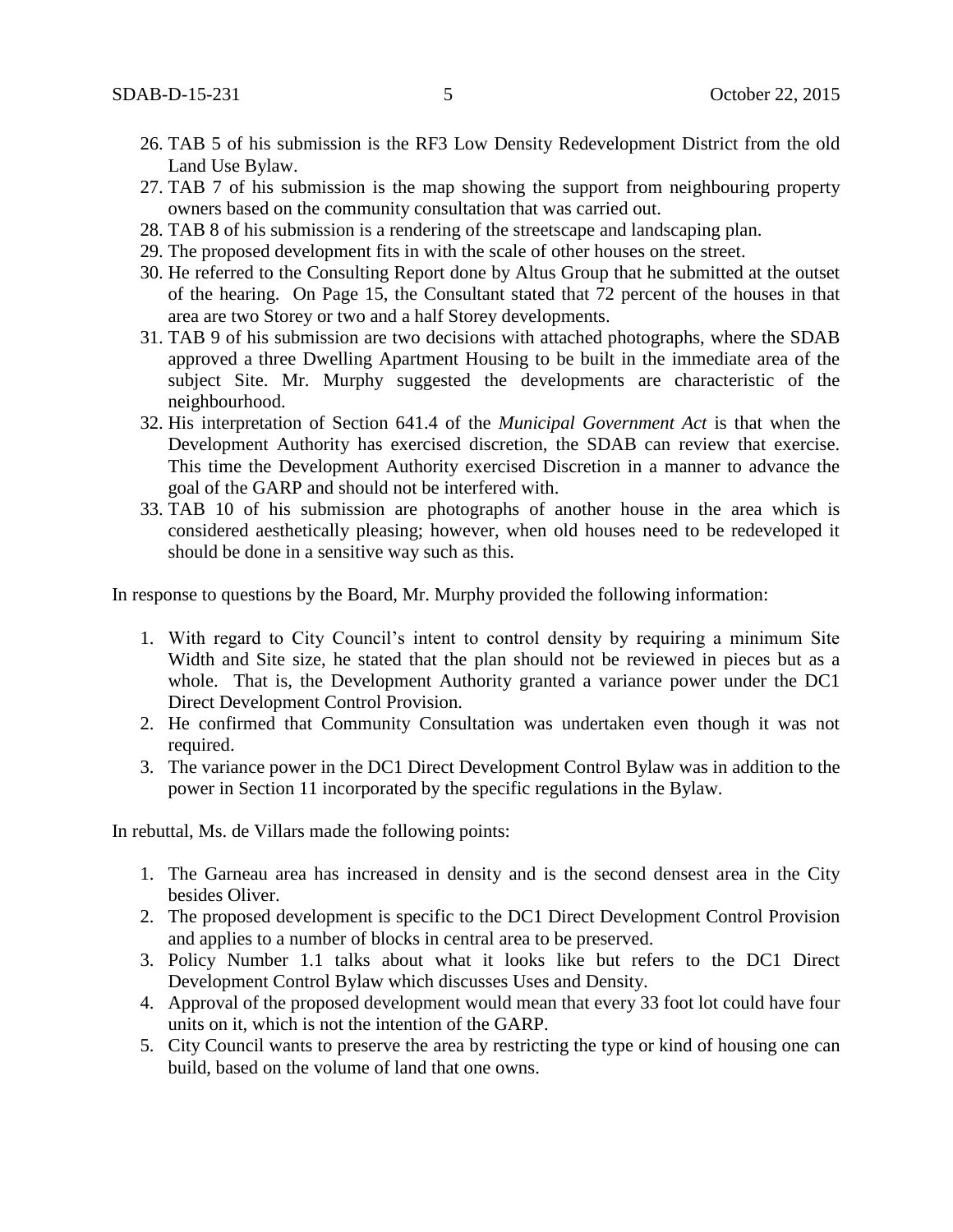26. TAB 5 of his submission is the RF3 Low Density Redevelopment District from the old Land Use Bylaw.
27. TAB 7 of his submission is the map showing the support from neighbouring property owners based on the community consultation that was carried out.
28. TAB 8 of his submission is a rendering of the streetscape and landscaping plan.
29. The proposed development fits in with the scale of other houses on the street.
30. He referred to the Consulting Report done by Altus Group that he submitted at the outset of the hearing. On Page 15, the Consultant stated that 72 percent of the houses in that area are two Storey or two and a half Storey developments.
31. TAB 9 of his submission are two decisions with attached photographs, where the SDAB approved a three Dwelling Apartment Housing to be built in the immediate area of the subject Site. Mr. Murphy suggested the developments are characteristic of the neighbourhood.
32. His interpretation of Section 641.4 of the *Municipal Government Act* is that when the Development Authority has exercised discretion, the SDAB can review that exercise. This time the Development Authority exercised Discretion in a manner to advance the goal of the GARP and should not be interfered with.
33. TAB 10 of his submission are photographs of another house in the area which is considered aesthetically pleasing; however, when old houses need to be redeveloped it should be done in a sensitive way such as this.

In response to questions by the Board, Mr. Murphy provided the following information:

1. With regard to City Council's intent to control density by requiring a minimum Site Width and Site size, he stated that the plan should not be reviewed in pieces but as a whole. That is, the Development Authority granted a variance power under the DC1 Direct Development Control Provision.
2. He confirmed that Community Consultation was undertaken even though it was not required.
3. The variance power in the DC1 Direct Development Control Bylaw was in addition to the power in Section 11 incorporated by the specific regulations in the Bylaw.

In rebuttal, Ms. de Villars made the following points:

1. The Garneau area has increased in density and is the second densest area in the City besides Oliver.
2. The proposed development is specific to the DC1 Direct Development Control Provision and applies to a number of blocks in central area to be preserved.
3. Policy Number 1.1 talks about what it looks like but refers to the DC1 Direct Development Control Bylaw which discusses Uses and Density.
4. Approval of the proposed development would mean that every 33 foot lot could have four units on it, which is not the intention of the GARP.
5. City Council wants to preserve the area by restricting the type or kind of housing one can build, based on the volume of land that one owns.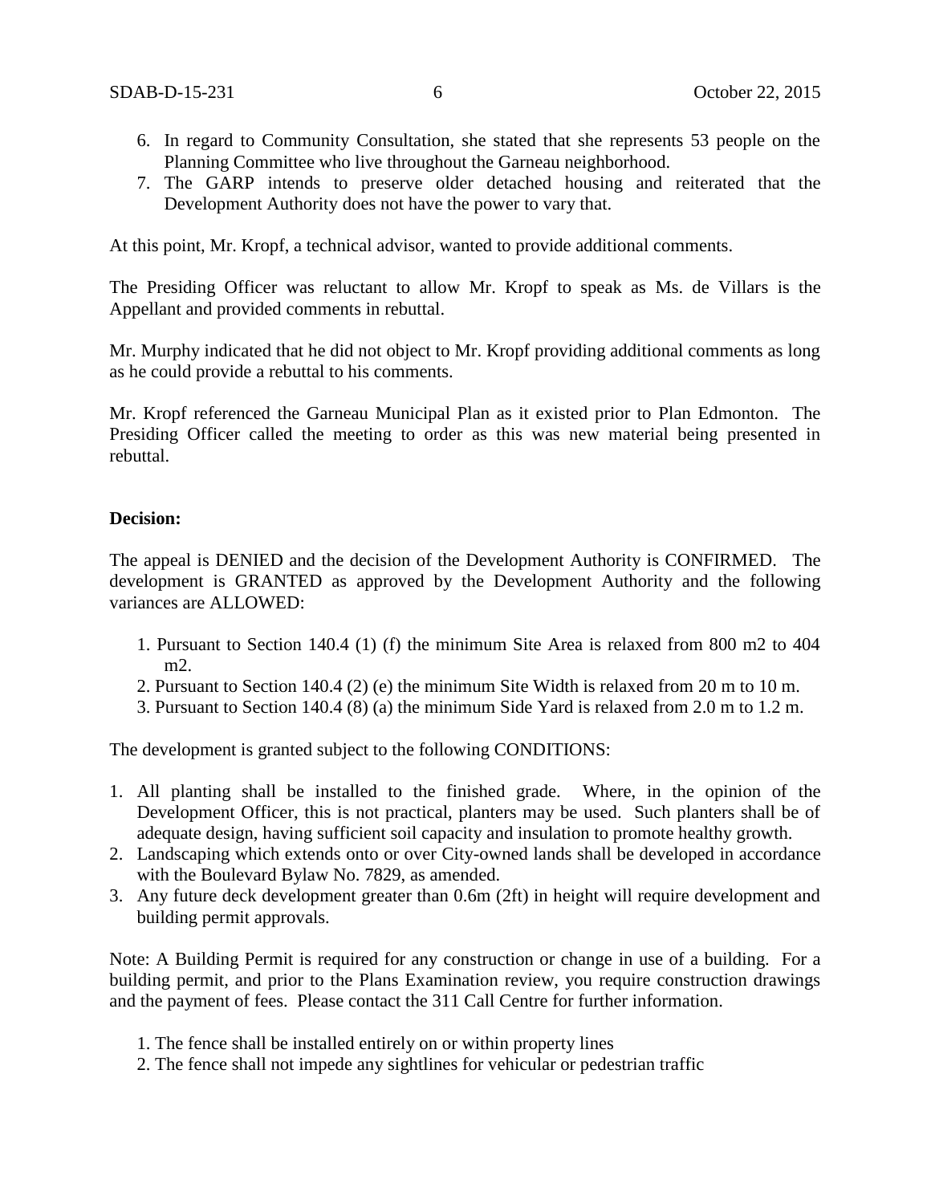6. In regard to Community Consultation, she stated that she represents 53 people on the Planning Committee who live throughout the Garneau neighborhood.
7. The GARP intends to preserve older detached housing and reiterated that the Development Authority does not have the power to vary that.

At this point, Mr. Kropf, a technical advisor, wanted to provide additional comments.

The Presiding Officer was reluctant to allow Mr. Kropf to speak as Ms. de Villars is the Appellant and provided comments in rebuttal.

Mr. Murphy indicated that he did not object to Mr. Kropf providing additional comments as long as he could provide a rebuttal to his comments.

Mr. Kropf referenced the Garneau Municipal Plan as it existed prior to Plan Edmonton. The Presiding Officer called the meeting to order as this was new material being presented in rebuttal.

**Decision:**

The appeal is DENIED and the decision of the Development Authority is CONFIRMED. The development is GRANTED as approved by the Development Authority and the following variances are ALLOWED:

1. Pursuant to Section 140.4 (1) (f) the minimum Site Area is relaxed from 800 m2 to 404 m2.
2. Pursuant to Section 140.4 (2) (e) the minimum Site Width is relaxed from 20 m to 10 m.
3. Pursuant to Section 140.4 (8) (a) the minimum Side Yard is relaxed from 2.0 m to 1.2 m.

The development is granted subject to the following CONDITIONS:

1. All planting shall be installed to the finished grade. Where, in the opinion of the Development Officer, this is not practical, planters may be used. Such planters shall be of adequate design, having sufficient soil capacity and insulation to promote healthy growth.
2. Landscaping which extends onto or over City-owned lands shall be developed in accordance with the Boulevard Bylaw No. 7829, as amended.
3. Any future deck development greater than 0.6m (2ft) in height will require development and building permit approvals.

Note: A Building Permit is required for any construction or change in use of a building. For a building permit, and prior to the Plans Examination review, you require construction drawings and the payment of fees. Please contact the 311 Call Centre for further information.

1. The fence shall be installed entirely on or within property lines
2. The fence shall not impede any sightlines for vehicular or pedestrian traffic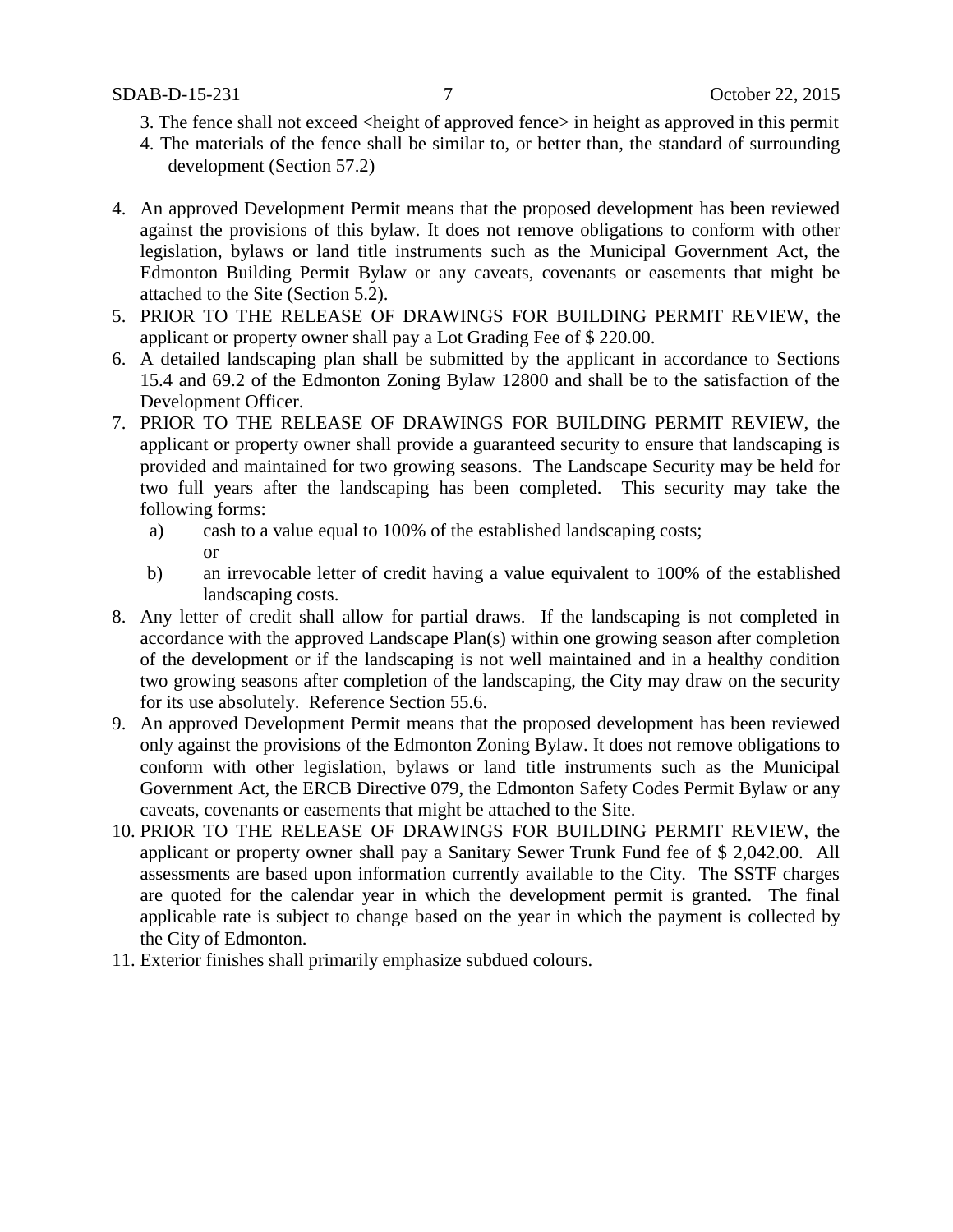3. The fence shall not exceed <height of approved fence> in height as approved in this permit
4. The materials of the fence shall be similar to, or better than, the standard of surrounding development (Section 57.2)

4. An approved Development Permit means that the proposed development has been reviewed against the provisions of this bylaw. It does not remove obligations to conform with other legislation, bylaws or land title instruments such as the Municipal Government Act, the Edmonton Building Permit Bylaw or any caveats, covenants or easements that might be attached to the Site (Section 5.2).
5. PRIOR TO THE RELEASE OF DRAWINGS FOR BUILDING PERMIT REVIEW, the applicant or property owner shall pay a Lot Grading Fee of $ 220.00.
6. A detailed landscaping plan shall be submitted by the applicant in accordance to Sections 15.4 and 69.2 of the Edmonton Zoning Bylaw 12800 and shall be to the satisfaction of the Development Officer.
7. PRIOR TO THE RELEASE OF DRAWINGS FOR BUILDING PERMIT REVIEW, the applicant or property owner shall provide a guaranteed security to ensure that landscaping is provided and maintained for two growing seasons. The Landscape Security may be held for two full years after the landscaping has been completed. This security may take the following forms:
   a) cash to a value equal to 100% of the established landscaping costs;
      or
   b) an irrevocable letter of credit having a value equivalent to 100% of the established landscaping costs.
8. Any letter of credit shall allow for partial draws. If the landscaping is not completed in accordance with the approved Landscape Plan(s) within one growing season after completion of the development or if the landscaping is not well maintained and in a healthy condition two growing seasons after completion of the landscaping, the City may draw on the security for its use absolutely. Reference Section 55.6.
9. An approved Development Permit means that the proposed development has been reviewed only against the provisions of the Edmonton Zoning Bylaw. It does not remove obligations to conform with other legislation, bylaws or land title instruments such as the Municipal Government Act, the ERCB Directive 079, the Edmonton Safety Codes Permit Bylaw or any caveats, covenants or easements that might be attached to the Site.
10. PRIOR TO THE RELEASE OF DRAWINGS FOR BUILDING PERMIT REVIEW, the applicant or property owner shall pay a Sanitary Sewer Trunk Fund fee of $ 2,042.00. All assessments are based upon information currently available to the City. The SSTF charges are quoted for the calendar year in which the development permit is granted. The final applicable rate is subject to change based on the year in which the payment is collected by the City of Edmonton.
11. Exterior finishes shall primarily emphasize subdued colours.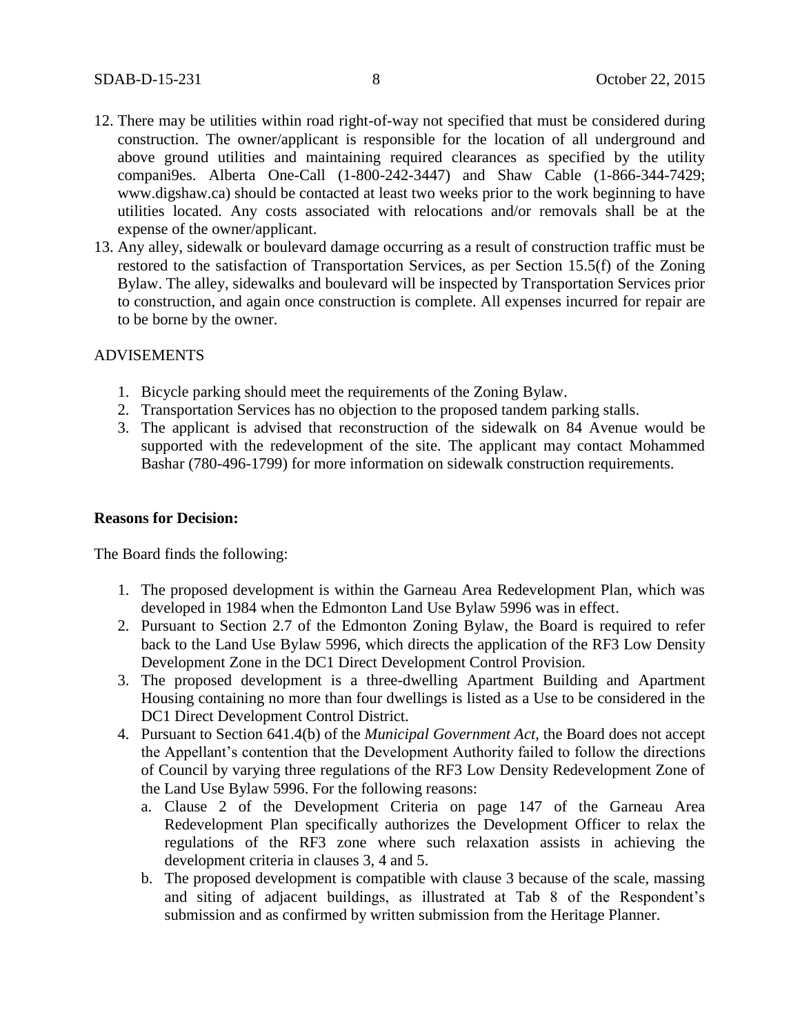12. There may be utilities within road right-of-way not specified that must be considered during construction. The owner/applicant is responsible for the location of all underground and above ground utilities and maintaining required clearances as specified by the utility compani9es. Alberta One-Call (1-800-242-3447) and Shaw Cable (1-866-344-7429; www.digshaw.ca) should be contacted at least two weeks prior to the work beginning to have utilities located. Any costs associated with relocations and/or removals shall be at the expense of the owner/applicant.
13. Any alley, sidewalk or boulevard damage occurring as a result of construction traffic must be restored to the satisfaction of Transportation Services, as per Section 15.5(f) of the Zoning Bylaw. The alley, sidewalks and boulevard will be inspected by Transportation Services prior to construction, and again once construction is complete. All expenses incurred for repair are to be borne by the owner.

ADVISEMENTS

1. Bicycle parking should meet the requirements of the Zoning Bylaw.
2. Transportation Services has no objection to the proposed tandem parking stalls.
3. The applicant is advised that reconstruction of the sidewalk on 84 Avenue would be supported with the redevelopment of the site. The applicant may contact Mohammed Bashar (780-496-1799) for more information on sidewalk construction requirements.

**Reasons for Decision:**

The Board finds the following:

1. The proposed development is within the Garneau Area Redevelopment Plan, which was developed in 1984 when the Edmonton Land Use Bylaw 5996 was in effect.
2. Pursuant to Section 2.7 of the Edmonton Zoning Bylaw, the Board is required to refer back to the Land Use Bylaw 5996, which directs the application of the RF3 Low Density Development Zone in the DC1 Direct Development Control Provision.
3. The proposed development is a three-dwelling Apartment Building and Apartment Housing containing no more than four dwellings is listed as a Use to be considered in the DC1 Direct Development Control District.
4. Pursuant to Section 641.4(b) of the *Municipal Government Act*, the Board does not accept the Appellant's contention that the Development Authority failed to follow the directions of Council by varying three regulations of the RF3 Low Density Redevelopment Zone of the Land Use Bylaw 5996. For the following reasons:
   a. Clause 2 of the Development Criteria on page 147 of the Garneau Area Redevelopment Plan specifically authorizes the Development Officer to relax the regulations of the RF3 zone where such relaxation assists in achieving the development criteria in clauses 3, 4 and 5.
   b. The proposed development is compatible with clause 3 because of the scale, massing and siting of adjacent buildings, as illustrated at Tab 8 of the Respondent's submission and as confirmed by written submission from the Heritage Planner.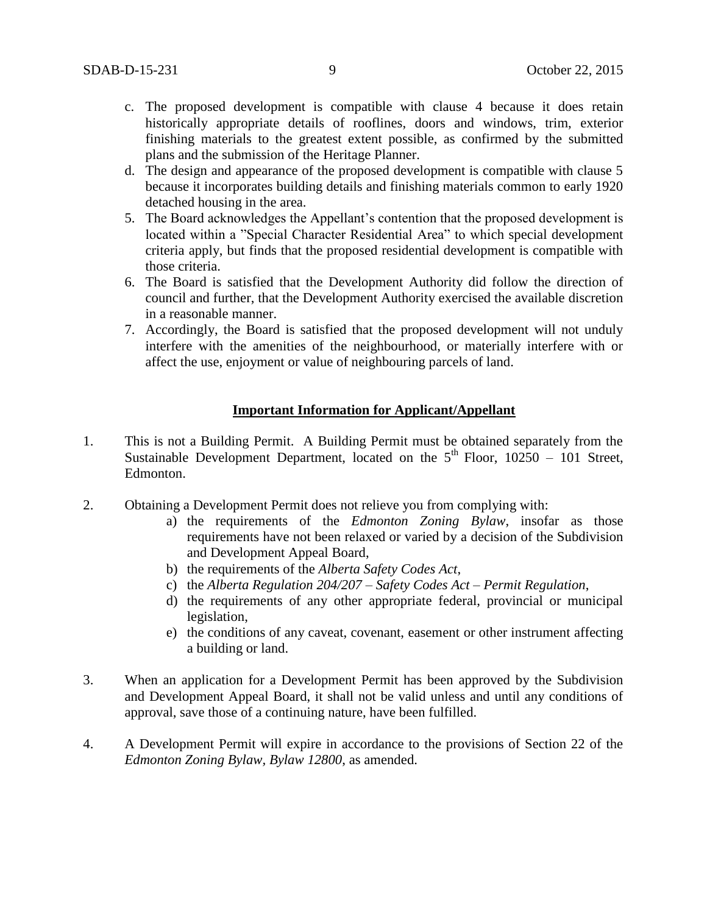c. The proposed development is compatible with clause 4 because it does retain historically appropriate details of rooflines, doors and windows, trim, exterior finishing materials to the greatest extent possible, as confirmed by the submitted plans and the submission of the Heritage Planner.

d. The design and appearance of the proposed development is compatible with clause 5 because it incorporates building details and finishing materials common to early 1920 detached housing in the area.

5. The Board acknowledges the Appellant's contention that the proposed development is located within a "Special Character Residential Area" to which special development criteria apply, but finds that the proposed residential development is compatible with those criteria.

6. The Board is satisfied that the Development Authority did follow the direction of council and further, that the Development Authority exercised the available discretion in a reasonable manner.

7. Accordingly, the Board is satisfied that the proposed development will not unduly interfere with the amenities of the neighbourhood, or materially interfere with or affect the use, enjoyment or value of neighbouring parcels of land.

**Important Information for Applicant/Appellant**

1. This is not a Building Permit. A Building Permit must be obtained separately from the Sustainable Development Department, located on the 5th Floor, 10250 – 101 Street, Edmonton.

2. Obtaining a Development Permit does not relieve you from complying with:
   a) the requirements of the *Edmonton Zoning Bylaw*, insofar as those requirements have not been relaxed or varied by a decision of the Subdivision and Development Appeal Board,
   b) the requirements of the *Alberta Safety Codes Act*,
   c) the *Alberta Regulation 204/207 – Safety Codes Act – Permit Regulation*,
   d) the requirements of any other appropriate federal, provincial or municipal legislation,
   e) the conditions of any caveat, covenant, easement or other instrument affecting a building or land.

3. When an application for a Development Permit has been approved by the Subdivision and Development Appeal Board, it shall not be valid unless and until any conditions of approval, save those of a continuing nature, have been fulfilled.

4. A Development Permit will expire in accordance to the provisions of Section 22 of the *Edmonton Zoning Bylaw, Bylaw 12800*, as amended.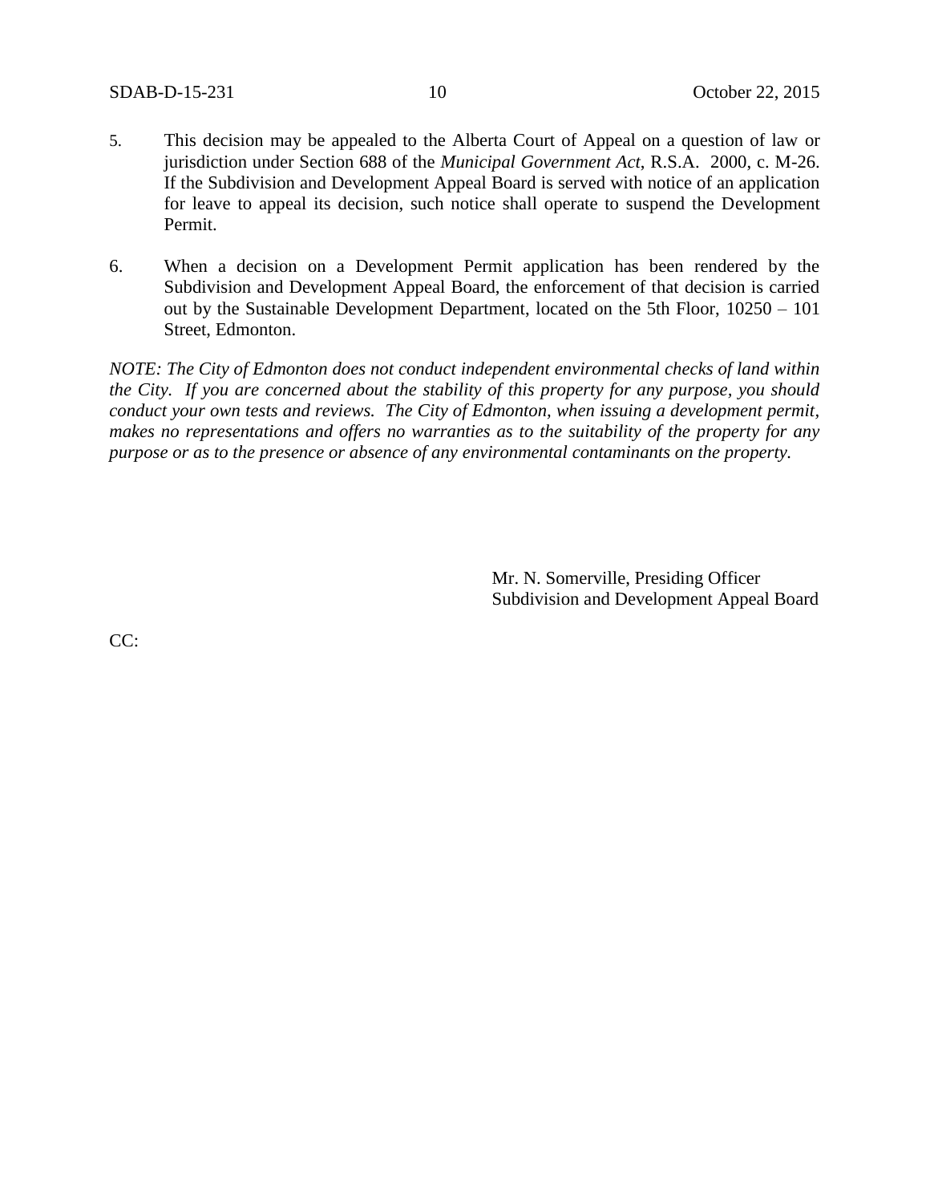5. This decision may be appealed to the Alberta Court of Appeal on a question of law or jurisdiction under Section 688 of the *Municipal Government Act*, R.S.A. 2000, c. M-26. If the Subdivision and Development Appeal Board is served with notice of an application for leave to appeal its decision, such notice shall operate to suspend the Development Permit.

6. When a decision on a Development Permit application has been rendered by the Subdivision and Development Appeal Board, the enforcement of that decision is carried out by the Sustainable Development Department, located on the 5th Floor, 10250 – 101 Street, Edmonton.

*NOTE: The City of Edmonton does not conduct independent environmental checks of land within the City. If you are concerned about the stability of this property for any purpose, you should conduct your own tests and reviews. The City of Edmonton, when issuing a development permit, makes no representations and offers no warranties as to the suitability of the property for any purpose or as to the presence or absence of any environmental contaminants on the property.*

Mr. N. Somerville, Presiding Officer
Subdivision and Development Appeal Board

CC: